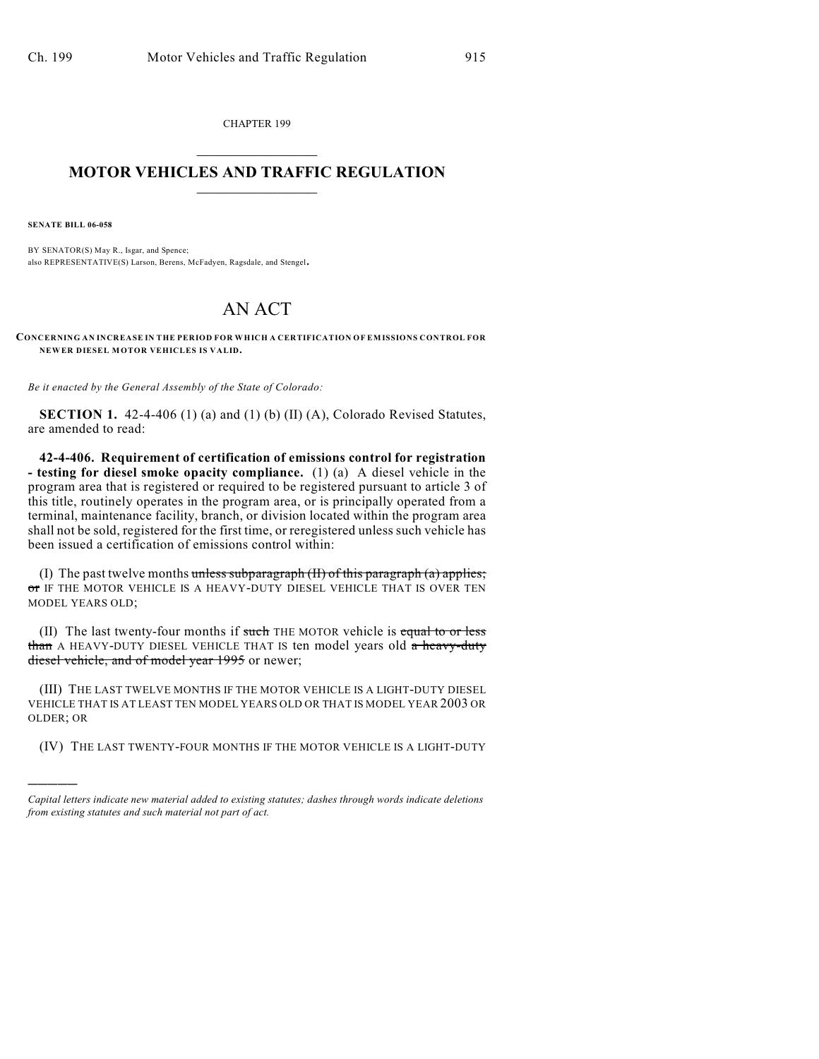CHAPTER 199

# MOTOR VEHICLES AND TRAFFIC REGULATION

**SENATE BILL 06-058**

BY SENATOR(S) May R., Isgar, and Spence;
also REPRESENTATIVE(S) Larson, Berens, McFadyen, Ragsdale, and Stengel.

# AN ACT

**CONCERNING AN INCREASE IN THE PERIOD FOR WHICH A CERTIFICATION OF EMISSIONS CONTROL FOR NEWER DIESEL MOTOR VEHICLES IS VALID.**

*Be it enacted by the General Assembly of the State of Colorado:*

**SECTION 1.** 42-4-406 (1) (a) and (1) (b) (II) (A), Colorado Revised Statutes, are amended to read:

**42-4-406. Requirement of certification of emissions control for registration - testing for diesel smoke opacity compliance.** (1) (a) A diesel vehicle in the program area that is registered or required to be registered pursuant to article 3 of this title, routinely operates in the program area, or is principally operated from a terminal, maintenance facility, branch, or division located within the program area shall not be sold, registered for the first time, or reregistered unless such vehicle has been issued a certification of emissions control within:

(I) The past twelve months ~~unless subparagraph (II) of this paragraph (a) applies; or~~ IF THE MOTOR VEHICLE IS A HEAVY-DUTY DIESEL VEHICLE THAT IS OVER TEN MODEL YEARS OLD;

(II) The last twenty-four months if ~~such~~ THE MOTOR vehicle is ~~equal to or less than~~ A HEAVY-DUTY DIESEL VEHICLE THAT IS ten model years old ~~a heavy-duty diesel vehicle, and of model year 1995~~ or newer;

(III) THE LAST TWELVE MONTHS IF THE MOTOR VEHICLE IS A LIGHT-DUTY DIESEL VEHICLE THAT IS AT LEAST TEN MODEL YEARS OLD OR THAT IS MODEL YEAR 2003 OR OLDER; OR

(IV) THE LAST TWENTY-FOUR MONTHS IF THE MOTOR VEHICLE IS A LIGHT-DUTY

---

*Capital letters indicate new material added to existing statutes; dashes through words indicate deletions from existing statutes and such material not part of act.*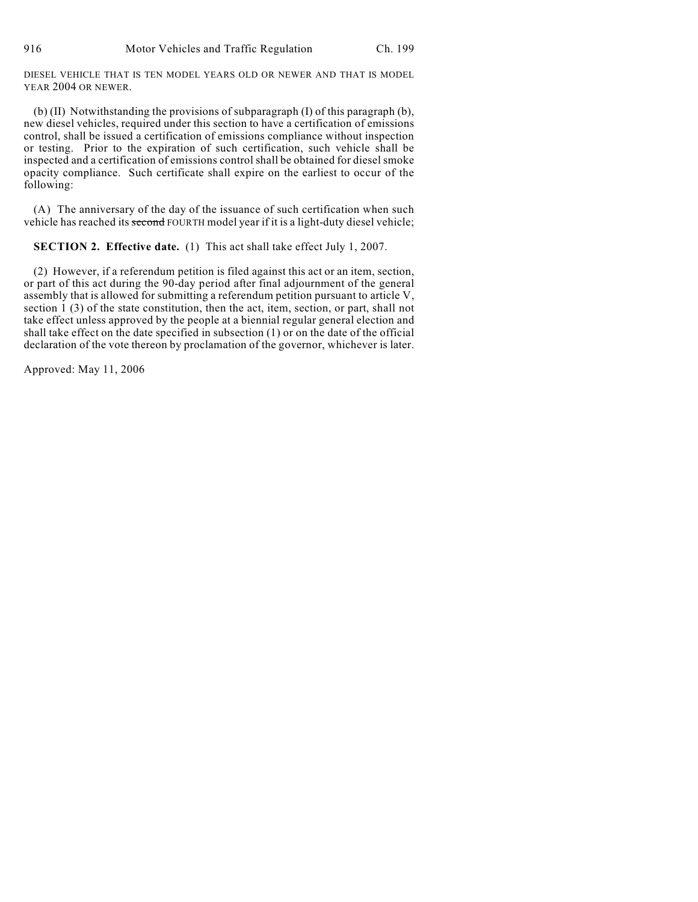DIESEL VEHICLE THAT IS TEN MODEL YEARS OLD OR NEWER AND THAT IS MODEL YEAR 2004 OR NEWER.

(b) (II) Notwithstanding the provisions of subparagraph (I) of this paragraph (b), new diesel vehicles, required under this section to have a certification of emissions control, shall be issued a certification of emissions compliance without inspection or testing. Prior to the expiration of such certification, such vehicle shall be inspected and a certification of emissions control shall be obtained for diesel smoke opacity compliance. Such certificate shall expire on the earliest to occur of the following:

(A) The anniversary of the day of the issuance of such certification when such vehicle has reached its ~~second~~ FOURTH model year if it is a light-duty diesel vehicle;

**SECTION 2. Effective date.** (1) This act shall take effect July 1, 2007.

(2) However, if a referendum petition is filed against this act or an item, section, or part of this act during the 90-day period after final adjournment of the general assembly that is allowed for submitting a referendum petition pursuant to article V, section 1 (3) of the state constitution, then the act, item, section, or part, shall not take effect unless approved by the people at a biennial regular general election and shall take effect on the date specified in subsection (1) or on the date of the official declaration of the vote thereon by proclamation of the governor, whichever is later.

Approved: May 11, 2006